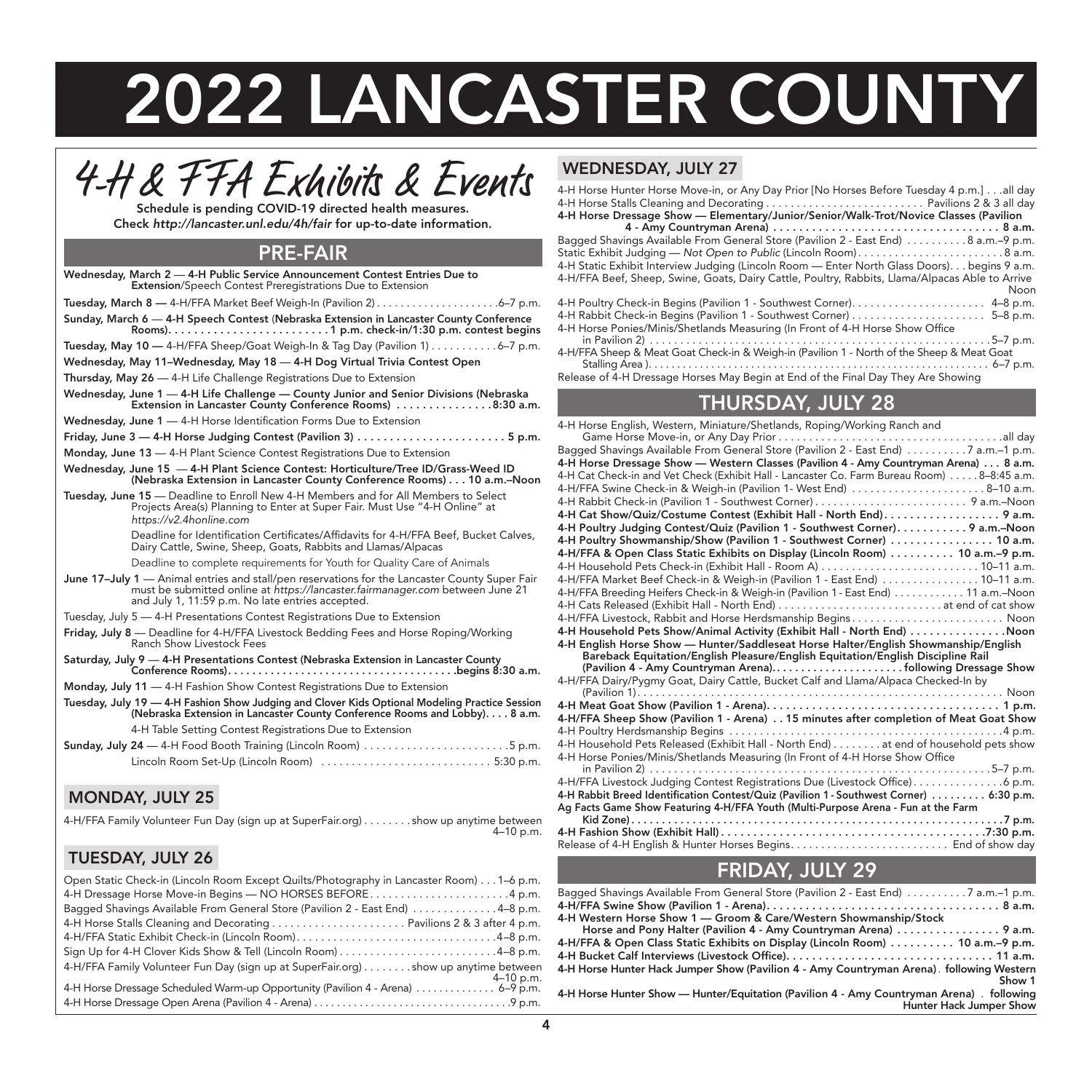# 2022 LANCASTER COUNTY

## 4-H & FFA Exhibits & Events

**Schedule is pending COVID-19 directed health measures.**
**Check *http://lancaster.unl.edu/4h/fair* for up-to-date information.**

## PRE-FAIR

**Wednesday, March 2 — 4-H Public Service Announcement Contest Entries Due to Extension**/Speech Contest Preregistrations Due to Extension

**Tuesday, March 8 —** 4-H/FFA Market Beef Weigh-In (Pavilion 2) .......... 6–7 p.m.

**Sunday, March 6 — 4-H Speech Contest (Nebraska Extension in Lancaster County Conference Rooms) .......... 1 p.m. check-in/1:30 p.m. contest begins**

**Tuesday, May 10 —** 4-H/FFA Sheep/Goat Weigh-In & Tag Day (Pavilion 1) .......... 6–7 p.m.

**Wednesday, May 11–Wednesday, May 18 — 4-H Dog Virtual Trivia Contest Open**

**Thursday, May 26 —** 4-H Life Challenge Registrations Due to Extension

**Wednesday, June 1 — 4-H Life Challenge — County Junior and Senior Divisions (Nebraska Extension in Lancaster County Conference Rooms) .......... 8:30 a.m.**

**Wednesday, June 1 —** 4-H Horse Identification Forms Due to Extension

**Friday, June 3 — 4-H Horse Judging Contest (Pavilion 3) .......... 5 p.m.**

**Monday, June 13 —** 4-H Plant Science Contest Registrations Due to Extension

**Wednesday, June 15 — 4-H Plant Science Contest: Horticulture/Tree ID/Grass-Weed ID (Nebraska Extension in Lancaster County Conference Rooms) . . . 10 a.m.–Noon**

**Tuesday, June 15 —** Deadline to Enroll New 4-H Members and for All Members to Select Projects Area(s) Planning to Enter at Super Fair. Must Use "4-H Online" at *https://v2.4honline.com*

Deadline for Identification Certificates/Affidavits for 4-H/FFA Beef, Bucket Calves, Dairy Cattle, Swine, Sheep, Goats, Rabbits and Llamas/Alpacas

Deadline to complete requirements for Youth for Quality Care of Animals

**June 17–July 1 —** Animal entries and stall/pen reservations for the Lancaster County Super Fair must be submitted online at *https://lancaster.fairmanager.com* between June 21 and July 1, 11:59 p.m. No late entries accepted.

Tuesday, July 5 — 4-H Presentations Contest Registrations Due to Extension

**Friday, July 8 —** Deadline for 4-H/FFA Livestock Bedding Fees and Horse Roping/Working Ranch Show Livestock Fees

**Saturday, July 9 — 4-H Presentations Contest (Nebraska Extension in Lancaster County Conference Rooms) .......... begins 8:30 a.m.**

**Monday, July 11 —** 4-H Fashion Show Contest Registrations Due to Extension

**Tuesday, July 19 — 4-H Fashion Show Judging and Clover Kids Optional Modeling Practice Session (Nebraska Extension in Lancaster County Conference Rooms and Lobby). . . . 8 a.m.**

4-H Table Setting Contest Registrations Due to Extension

**Sunday, July 24 —** 4-H Food Booth Training (Lincoln Room) .......... 5 p.m.

Lincoln Room Set-Up (Lincoln Room) .......... 5:30 p.m.

## MONDAY, JULY 25

4-H/FFA Family Volunteer Fun Day (sign up at SuperFair.org) .......... show up anytime between 4–10 p.m.

## TUESDAY, JULY 26

Open Static Check-in (Lincoln Room Except Quilts/Photography in Lancaster Room) . . . 1–6 p.m.
4-H Dressage Horse Move-in Begins — NO HORSES BEFORE .......... 4 p.m.
Bagged Shavings Available From General Store (Pavilion 2 - East End) .......... 4–8 p.m.
4-H Horse Stalls Cleaning and Decorating .......... Pavilions 2 & 3 after 4 p.m.
4-H/FFA Static Exhibit Check-in (Lincoln Room) .......... 4–8 p.m.
Sign Up for 4-H Clover Kids Show & Tell (Lincoln Room) .......... 4–8 p.m.
4-H/FFA Family Volunteer Fun Day (sign up at SuperFair.org) .......... show up anytime between 4–10 p.m.
4-H Horse Dressage Scheduled Warm-up Opportunity (Pavilion 4 - Arena) .......... 6–9 p.m.
4-H Horse Dressage Open Arena (Pavilion 4 - Arena) .......... 9 p.m.

## WEDNESDAY, JULY 27

4-H Horse Hunter Horse Move-in, or Any Day Prior [No Horses Before Tuesday 4 p.m.] . . . all day
4-H Horse Stalls Cleaning and Decorating .......... Pavilions 2 & 3 all day
**4-H Horse Dressage Show — Elementary/Junior/Senior/Walk-Trot/Novice Classes (Pavilion 4 - Amy Countryman Arena) .......... 8 a.m.**
Bagged Shavings Available From General Store (Pavilion 2 - East End) .......... 8 a.m.–9 p.m.
Static Exhibit Judging — *Not Open to Public* (Lincoln Room) .......... 8 a.m.
4-H Static Exhibit Interview Judging (Lincoln Room — Enter North Glass Doors). . . begins 9 a.m.
4-H/FFA Beef, Sheep, Swine, Goats, Dairy Cattle, Poultry, Rabbits, Llama/Alpacas Able to Arrive .......... Noon
4-H Poultry Check-in Begins (Pavilion 1 - Southwest Corner) .......... 4–8 p.m.
4-H Rabbit Check-in Begins (Pavilion 1 - Southwest Corner) .......... 5–8 p.m.
4-H Horse Ponies/Minis/Shetlands Measuring (In Front of 4-H Horse Show Office in Pavilion 2) .......... 5–7 p.m.
4-H/FFA Sheep & Meat Goat Check-in & Weigh-in (Pavilion 1 - North of the Sheep & Meat Goat Stalling Area) .......... 6–7 p.m.
Release of 4-H Dressage Horses May Begin at End of the Final Day They Are Showing

## THURSDAY, JULY 28

4-H Horse English, Western, Miniature/Shetlands, Roping/Working Ranch and Game Horse Move-in, or Any Day Prior .......... all day
Bagged Shavings Available From General Store (Pavilion 2 - East End) .......... 7 a.m.–1 p.m.
**4-H Horse Dressage Show — Western Classes (Pavilion 4 - Amy Countryman Arena) . . . 8 a.m.**
4-H Cat Check-in and Vet Check (Exhibit Hall - Lancaster Co. Farm Bureau Room) .......... 8–8:45 a.m.
4-H/FFA Swine Check-in & Weigh-in (Pavilion 1- West End) .......... 8–10 a.m.
4-H Rabbit Check-in (Pavilion 1 - Southwest Corner) .......... 9 a.m.–Noon
**4-H Cat Show/Quiz/Costume Contest (Exhibit Hall - North End) .......... 9 a.m.**
**4-H Poultry Judging Contest/Quiz (Pavilion 1 - Southwest Corner) .......... 9 a.m.–Noon**
**4-H Poultry Showmanship/Show (Pavilion 1 - Southwest Corner) .......... 10 a.m.**
**4-H/FFA & Open Class Static Exhibits on Display (Lincoln Room) .......... 10 a.m.–9 p.m.**
4-H Household Pets Check-in (Exhibit Hall - Room A) .......... 10–11 a.m.
4-H/FFA Market Beef Check-in & Weigh-in (Pavilion 1 - East End) .......... 10–11 a.m.
4-H/FFA Breeding Heifers Check-in & Weigh-in (Pavilion 1- East End) .......... 11 a.m.–Noon
4-H Cats Released (Exhibit Hall - North End) .......... at end of cat show
4-H/FFA Livestock, Rabbit and Horse Herdsmanship Begins .......... Noon
**4-H Household Pets Show/Animal Activity (Exhibit Hall - North End) .......... Noon**
**4-H English Horse Show — Hunter/Saddleseat Horse Halter/English Showmanship/English Bareback Equitation/English Pleasure/English Equitation/English Discipline Rail (Pavilion 4 - Amy Countryman Arena) .......... following Dressage Show**
4-H/FFA Dairy/Pygmy Goat, Dairy Cattle, Bucket Calf and Llama/Alpaca Checked-In by (Pavilion 1) .......... Noon
**4-H Meat Goat Show (Pavilion 1 - Arena) .......... 1 p.m.**
**4-H/FFA Sheep Show (Pavilion 1 - Arena) . . 15 minutes after completion of Meat Goat Show**
4-H Poultry Herdsmanship Begins .......... 4 p.m.
4-H Household Pets Released (Exhibit Hall - North End) .......... at end of household pets show
4-H Horse Ponies/Minis/Shetlands Measuring (In Front of 4-H Horse Show Office in Pavilion 2) .......... 5–7 p.m.
4-H/FFA Livestock Judging Contest Registrations Due (Livestock Office) .......... 6 p.m.
**4-H Rabbit Breed Identification Contest/Quiz (Pavilion 1 - Southwest Corner) .......... 6:30 p.m.**
**Ag Facts Game Show Featuring 4-H/FFA Youth (Multi-Purpose Arena - Fun at the Farm Kid Zone) .......... 7 p.m.**
**4-H Fashion Show (Exhibit Hall) .......... 7:30 p.m.**
Release of 4-H English & Hunter Horses Begins .......... End of show day

## FRIDAY, JULY 29

Bagged Shavings Available From General Store (Pavilion 2 - East End) .......... 7 a.m.–1 p.m.
**4-H/FFA Swine Show (Pavilion 1 - Arena) .......... 8 a.m.**
**4-H Western Horse Show 1 — Groom & Care/Western Showmanship/Stock Horse and Pony Halter (Pavilion 4 - Amy Countryman Arena) .......... 9 a.m.**
**4-H/FFA & Open Class Static Exhibits on Display (Lincoln Room) .......... 10 a.m.–9 p.m.**
**4-H Bucket Calf Interviews (Livestock Office) .......... 11 a.m.**
**4-H Horse Hunter Hack Jumper Show (Pavilion 4 - Amy Countryman Arena) . following Western Show 1**
**4-H Horse Hunter Show — Hunter/Equitation (Pavilion 4 - Amy Countryman Arena) . following Hunter Hack Jumper Show**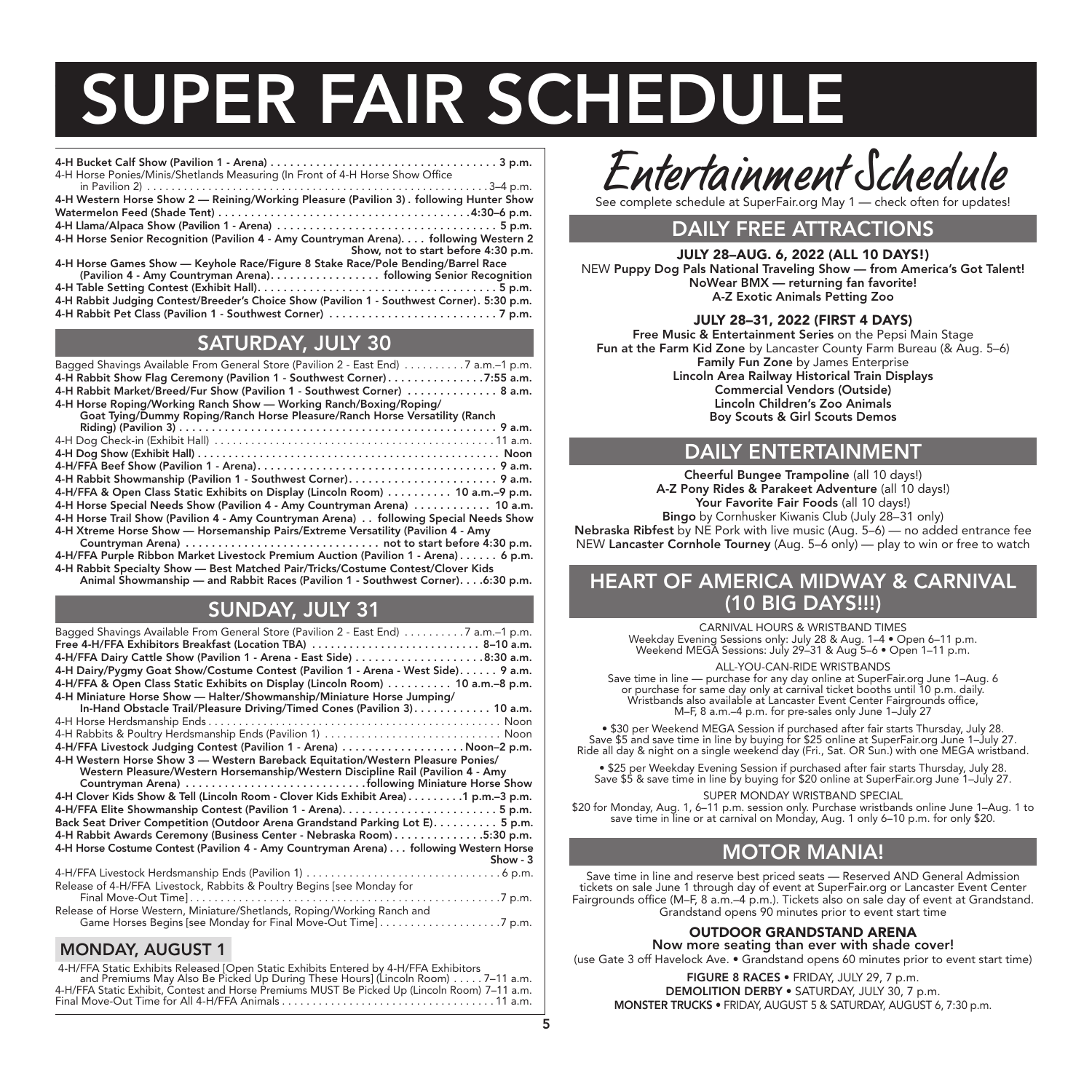# SUPER FAIR SCHEDULE

**4-H Bucket Calf Show (Pavilion 1 - Arena) . . . 3 p.m.**
4-H Horse Ponies/Minis/Shetlands Measuring (In Front of 4-H Horse Show Office in Pavilion 2) . . . 3–4 p.m.
**4-H Western Horse Show 2 — Reining/Working Pleasure (Pavilion 3) . following Hunter Show**
**Watermelon Feed (Shade Tent) . . . 4:30–6 p.m.**
**4-H Llama/Alpaca Show (Pavilion 1 - Arena) . . . 5 p.m.**
**4-H Horse Senior Recognition (Pavilion 4 - Amy Countryman Arena). . . . following Western 2 Show, not to start before 4:30 p.m.**
**4-H Horse Games Show — Keyhole Race/Figure 8 Stake Race/Pole Bending/Barrel Race (Pavilion 4 - Amy Countryman Arena). . . . following Senior Recognition**
**4-H Table Setting Contest (Exhibit Hall). . . . 5 p.m.**
**4-H Rabbit Judging Contest/Breeder's Choice Show (Pavilion 1 - Southwest Corner). 5:30 p.m.**
**4-H Rabbit Pet Class (Pavilion 1 - Southwest Corner) . . . 7 p.m.**

## SATURDAY, JULY 30

Bagged Shavings Available From General Store (Pavilion 2 - East End) . . . 7 a.m.–1 p.m.
**4-H Rabbit Show Flag Ceremony (Pavilion 1 - Southwest Corner) . . . 7:55 a.m.**
**4-H Rabbit Market/Breed/Fur Show (Pavilion 1 - Southwest Corner) . . . 8 a.m.**
**4-H Horse Roping/Working Ranch Show — Working Ranch/Boxing/Roping/ Goat Tying/Dummy Roping/Ranch Horse Pleasure/Ranch Horse Versatility (Ranch Riding) (Pavilion 3) . . . 9 a.m.**
4-H Dog Check-in (Exhibit Hall) . . . 11 a.m.
**4-H Dog Show (Exhibit Hall) . . . Noon**
**4-H/FFA Beef Show (Pavilion 1 - Arena). . . . 9 a.m.**
**4-H Rabbit Showmanship (Pavilion 1 - Southwest Corner). . . . 9 a.m.**
**4-H/FFA & Open Class Static Exhibits on Display (Lincoln Room) . . . 10 a.m.–9 p.m.**
**4-H Horse Special Needs Show (Pavilion 4 - Amy Countryman Arena) . . . 10 a.m.**
**4-H Horse Trail Show (Pavilion 4 - Amy Countryman Arena) . . following Special Needs Show**
**4-H Xtreme Horse Show — Horsemanship Pairs/Extreme Versatility (Pavilion 4 - Amy Countryman Arena) . . . not to start before 4:30 p.m.**
**4-H/FFA Purple Ribbon Market Livestock Premium Auction (Pavilion 1 - Arena) . . . 6 p.m.**
**4-H Rabbit Specialty Show — Best Matched Pair/Tricks/Costume Contest/Clover Kids Animal Showmanship — and Rabbit Races (Pavilion 1 - Southwest Corner). . . . 6:30 p.m.**

## SUNDAY, JULY 31

Bagged Shavings Available From General Store (Pavilion 2 - East End) . . . 7 a.m.–1 p.m.
**Free 4-H/FFA Exhibitors Breakfast (Location TBA) . . . 8–10 a.m.**
**4-H/FFA Dairy Cattle Show (Pavilion 1 - Arena - East Side) . . . 8:30 a.m.**
**4-H Dairy/Pygmy Goat Show/Costume Contest (Pavilion 1 - Arena - West Side). . . . 9 a.m.**
**4-H/FFA & Open Class Static Exhibits on Display (Lincoln Room) . . . 10 a.m.–8 p.m.**
**4-H Miniature Horse Show — Halter/Showmanship/Miniature Horse Jumping/ In-Hand Obstacle Trail/Pleasure Driving/Timed Cones (Pavilion 3). . . . 10 a.m.**
4-H Horse Herdsmanship Ends . . . Noon
4-H Rabbits & Poultry Herdsmanship Ends (Pavilion 1) . . . Noon
**4-H/FFA Livestock Judging Contest (Pavilion 1 - Arena) . . . Noon–2 p.m.**
**4-H Western Horse Show 3 — Western Bareback Equitation/Western Pleasure Ponies/ Western Pleasure/Western Horsemanship/Western Discipline Rail (Pavilion 4 - Amy Countryman Arena) . . . following Miniature Horse Show**
**4-H Clover Kids Show & Tell (Lincoln Room - Clover Kids Exhibit Area) . . . 1 p.m.–3 p.m.**
**4-H/FFA Elite Showmanship Contest (Pavilion 1 - Arena). . . . 5 p.m.**
**Back Seat Driver Competition (Outdoor Arena Grandstand Parking Lot E). . . . 5 p.m.**
**4-H Rabbit Awards Ceremony (Business Center - Nebraska Room) . . . 5:30 p.m.**
**4-H Horse Costume Contest (Pavilion 4 - Amy Countryman Arena) . . . following Western Horse Show - 3**
4-H/FFA Livestock Herdsmanship Ends (Pavilion 1) . . . 6 p.m.
Release of 4-H/FFA Livestock, Rabbits & Poultry Begins [see Monday for Final Move-Out Time] . . . 7 p.m.
Release of Horse Western, Miniature/Shetlands, Roping/Working Ranch and Game Horses Begins [see Monday for Final Move-Out Time] . . . 7 p.m.

## MONDAY, AUGUST 1

4-H/FFA Static Exhibits Released [Open Static Exhibits Entered by 4-H/FFA Exhibitors and Premiums May Also Be Picked Up During These Hours] (Lincoln Room) . . . 7–11 a.m.
4-H/FFA Static Exhibit, Contest and Horse Premiums MUST Be Picked Up (Lincoln Room) 7–11 a.m.
Final Move-Out Time for All 4-H/FFA Animals . . . 11 a.m.

# *Entertainment Schedule*

See complete schedule at SuperFair.org May 1 — check often for updates!

## DAILY FREE ATTRACTIONS

**JULY 28–AUG. 6, 2022 (ALL 10 DAYS!)**
NEW **Puppy Dog Pals National Traveling Show — from America's Got Talent!**
**NoWear BMX — returning fan favorite!**
**A-Z Exotic Animals Petting Zoo**

**JULY 28–31, 2022 (FIRST 4 DAYS)**
**Free Music & Entertainment Series** on the Pepsi Main Stage
**Fun at the Farm Kid Zone** by Lancaster County Farm Bureau (& Aug. 5–6)
**Family Fun Zone** by James Enterprise
**Lincoln Area Railway Historical Train Displays**
**Commercial Vendors (Outside)**
**Lincoln Children's Zoo Animals**
**Boy Scouts & Girl Scouts Demos**

## DAILY ENTERTAINMENT

**Cheerful Bungee Trampoline** (all 10 days!)
**A-Z Pony Rides & Parakeet Adventure** (all 10 days!)
**Your Favorite Fair Foods** (all 10 days!)
**Bingo** by Cornhusker Kiwanis Club (July 28–31 only)
**Nebraska Ribfest** by NE Pork with live music (Aug. 5–6) — no added entrance fee
NEW **Lancaster Cornhole Tourney** (Aug. 5–6 only) — play to win or free to watch

## HEART OF AMERICA MIDWAY & CARNIVAL (10 BIG DAYS!!!)

CARNIVAL HOURS & WRISTBAND TIMES
Weekday Evening Sessions only: July 28 & Aug. 1–4 • Open 6–11 p.m.
Weekend MEGA Sessions: July 29–31 & Aug 5–6 • Open 1–11 p.m.

ALL-YOU-CAN-RIDE WRISTBANDS
Save time in line — purchase for any day online at SuperFair.org June 1–Aug. 6 or purchase for same day only at carnival ticket booths until 10 p.m. daily. Wristbands also available at Lancaster Event Center Fairgrounds office, M–F, 8 a.m.–4 p.m. for pre-sales only June 1–July 27

• $30 per Weekend MEGA Session if purchased after fair starts Thursday, July 28. Save $5 and save time in line by buying for $25 online at SuperFair.org June 1–July 27. Ride all day & night on a single weekend day (Fri., Sat. OR Sun.) with one MEGA wristband.

• $25 per Weekday Evening Session if purchased after fair starts Thursday, July 28. Save $5 & save time in line by buying for $20 online at SuperFair.org June 1–July 27.

SUPER MONDAY WRISTBAND SPECIAL
$20 for Monday, Aug. 1, 6–11 p.m. session only. Purchase wristbands online June 1–Aug. 1 to save time in line or at carnival on Monday, Aug. 1 only 6–10 p.m. for only $20.

## MOTOR MANIA!

Save time in line and reserve best priced seats — Reserved AND General Admission tickets on sale June 1 through day of event at SuperFair.org or Lancaster Event Center Fairgrounds office (M–F, 8 a.m.–4 p.m.). Tickets also on sale day of event at Grandstand. Grandstand opens 90 minutes prior to event start time

**OUTDOOR GRANDSTAND ARENA**
**Now more seating than ever with shade cover!**
(use Gate 3 off Havelock Ave. • Grandstand opens 60 minutes prior to event start time)

**FIGURE 8 RACES** • FRIDAY, JULY 29, 7 p.m.
**DEMOLITION DERBY** • SATURDAY, JULY 30, 7 p.m.
**MONSTER TRUCKS** • FRIDAY, AUGUST 5 & SATURDAY, AUGUST 6, 7:30 p.m.